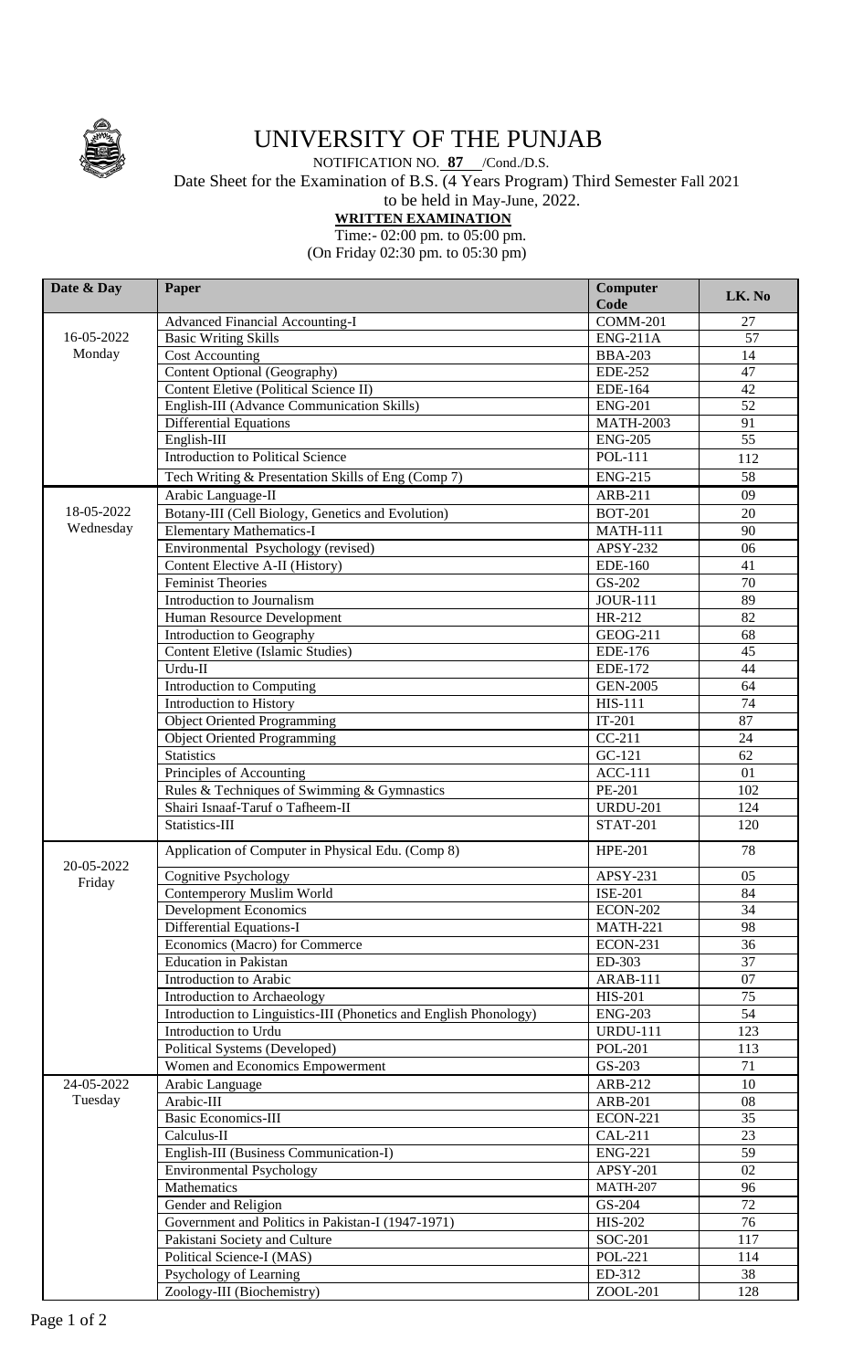# UNIVERSITY OF THE PUNJAB

NOTIFICATION NO. **87** /Cond./D.S.

Date Sheet for the Examination of B.S. (4 Years Program) Third Semester Fall 2021

to be held in May-June, 2022.

**WRITTEN EXAMINATION**

Time:- 02:00 pm. to 05:00 pm.

(On Friday 02:30 pm. to 05:30 pm)

| Date & Day | Paper | Computer Code | LK. No |
|---|---|---|---|
| 16-05-2022 Monday | Advanced Financial Accounting-I | COMM-201 | 27 |
| | Basic Writing Skills | ENG-211A | 57 |
| | Cost Accounting | BBA-203 | 14 |
| | Content Optional (Geography) | EDE-252 | 47 |
| | Content Eletive (Political Science II) | EDE-164 | 42 |
| | English-III (Advance Communication Skills) | ENG-201 | 52 |
| | Differential Equations | MATH-2003 | 91 |
| | English-III | ENG-205 | 55 |
| | Introduction to Political Science | POL-111 | 112 |
| | Tech Writing & Presentation Skills of Eng (Comp 7) | ENG-215 | 58 |
| 18-05-2022 Wednesday | Arabic Language-II | ARB-211 | 09 |
| | Botany-III (Cell Biology, Genetics and Evolution) | BOT-201 | 20 |
| | Elementary Mathematics-I | MATH-111 | 90 |
| | Environmental Psychology (revised) | APSY-232 | 06 |
| | Content Elective A-II (History) | EDE-160 | 41 |
| | Feminist Theories | GS-202 | 70 |
| | Introduction to Journalism | JOUR-111 | 89 |
| | Human Resource Development | HR-212 | 82 |
| | Introduction to Geography | GEOG-211 | 68 |
| | Content Eletive (Islamic Studies) | EDE-176 | 45 |
| | Urdu-II | EDE-172 | 44 |
| | Introduction to Computing | GEN-2005 | 64 |
| | Introduction to History | HIS-111 | 74 |
| | Object Oriented Programming | IT-201 | 87 |
| | Object Oriented Programming | CC-211 | 24 |
| | Statistics | GC-121 | 62 |
| | Principles of Accounting | ACC-111 | 01 |
| | Rules & Techniques of Swimming & Gymnastics | PE-201 | 102 |
| | Shairi Isnaaf-Taruf o Tafheem-II | URDU-201 | 124 |
| | Statistics-III | STAT-201 | 120 |
| 20-05-2022 Friday | Application of Computer in Physical Edu. (Comp 8) | HPE-201 | 78 |
| | Cognitive Psychology | APSY-231 | 05 |
| | Contemperory Muslim World | ISE-201 | 84 |
| | Development Economics | ECON-202 | 34 |
| | Differential Equations-I | MATH-221 | 98 |
| | Economics (Macro) for Commerce | ECON-231 | 36 |
| | Education in Pakistan | ED-303 | 37 |
| | Introduction to Arabic | ARAB-111 | 07 |
| | Introduction to Archaeology | HIS-201 | 75 |
| | Introduction to Linguistics-III (Phonetics and English Phonology) | ENG-203 | 54 |
| | Introduction to Urdu | URDU-111 | 123 |
| | Political Systems (Developed) | POL-201 | 113 |
| | Women and Economics Empowerment | GS-203 | 71 |
| 24-05-2022 Tuesday | Arabic Language | ARB-212 | 10 |
| | Arabic-III | ARB-201 | 08 |
| | Basic Economics-III | ECON-221 | 35 |
| | Calculus-II | CAL-211 | 23 |
| | English-III (Business Communication-I) | ENG-221 | 59 |
| | Environmental Psychology | APSY-201 | 02 |
| | Mathematics | MATH-207 | 96 |
| | Gender and Religion | GS-204 | 72 |
| | Government and Politics in Pakistan-I (1947-1971) | HIS-202 | 76 |
| | Pakistani Society and Culture | SOC-201 | 117 |
| | Political Science-I (MAS) | POL-221 | 114 |
| | Psychology of Learning | ED-312 | 38 |
| | Zoology-III (Biochemistry) | ZOOL-201 | 128 |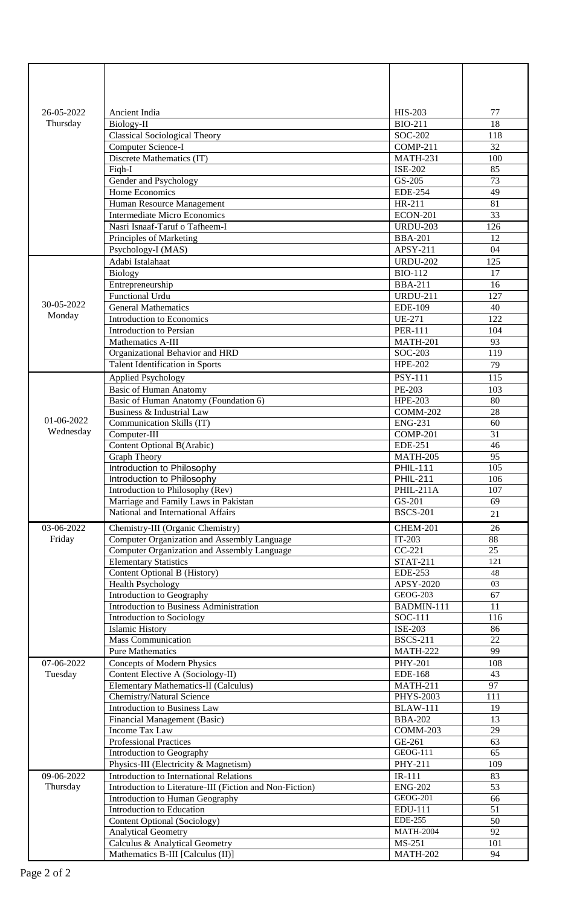| | | | |
|---|---|---|---|
| 26-05-2022 Thursday | Ancient India | HIS-203 | 77 |
| | Biology-II | BIO-211 | 18 |
| | Classical Sociological Theory | SOC-202 | 118 |
| | Computer Science-I | COMP-211 | 32 |
| | Discrete Mathematics (IT) | MATH-231 | 100 |
| | Fiqh-I | ISE-202 | 85 |
| | Gender and Psychology | GS-205 | 73 |
| | Home Economics | EDE-254 | 49 |
| | Human Resource Management | HR-211 | 81 |
| | Intermediate Micro Economics | ECON-201 | 33 |
| | Nasri Isnaaf-Taruf o Tafheem-I | URDU-203 | 126 |
| | Principles of Marketing | BBA-201 | 12 |
| | Psychology-I (MAS) | APSY-211 | 04 |
| 30-05-2022 Monday | Adabi Istalahaat | URDU-202 | 125 |
| | Biology | BIO-112 | 17 |
| | Entrepreneurship | BBA-211 | 16 |
| | Functional Urdu | URDU-211 | 127 |
| | General Mathematics | EDE-109 | 40 |
| | Introduction to Economics | UE-271 | 122 |
| | Introduction to Persian | PER-111 | 104 |
| | Mathematics A-III | MATH-201 | 93 |
| | Organizational Behavior and HRD | SOC-203 | 119 |
| | Talent Identification in Sports | HPE-202 | 79 |
| 01-06-2022 Wednesday | Applied Psychology | PSY-111 | 115 |
| | Basic of Human Anatomy | PE-203 | 103 |
| | Basic of Human Anatomy (Foundation 6) | HPE-203 | 80 |
| | Business & Industrial Law | COMM-202 | 28 |
| | Communication Skills (IT) | ENG-231 | 60 |
| | Computer-III | COMP-201 | 31 |
| | Content Optional B(Arabic) | EDE-251 | 46 |
| | Graph Theory | MATH-205 | 95 |
| | Introduction to Philosophy | PHIL-111 | 105 |
| | Introduction to Philosophy | PHIL-211 | 106 |
| | Introduction to Philosophy (Rev) | PHIL-211A | 107 |
| | Marriage and Family Laws in Pakistan | GS-201 | 69 |
| | National and International Affairs | BSCS-201 | 21 |
| 03-06-2022 Friday | Chemistry-III (Organic Chemistry) | CHEM-201 | 26 |
| | Computer Organization and Assembly Language | IT-203 | 88 |
| | Computer Organization and Assembly Language | CC-221 | 25 |
| | Elementary Statistics | STAT-211 | 121 |
| | Content Optional B (History) | EDE-253 | 48 |
| | Health Psychology | APSY-2020 | 03 |
| | Introduction to Geography | GEOG-203 | 67 |
| | Introduction to Business Administration | BADMIN-111 | 11 |
| | Introduction to Sociology | SOC-111 | 116 |
| | Islamic History | ISE-203 | 86 |
| | Mass Communication | BSCS-211 | 22 |
| | Pure Mathematics | MATH-222 | 99 |
| 07-06-2022 Tuesday | Concepts of Modern Physics | PHY-201 | 108 |
| | Content Elective A (Sociology-II) | EDE-168 | 43 |
| | Elementary Mathematics-II (Calculus) | MATH-211 | 97 |
| | Chemistry/Natural Science | PHYS-2003 | 111 |
| | Introduction to Business Law | BLAW-111 | 19 |
| | Financial Management (Basic) | BBA-202 | 13 |
| | Income Tax Law | COMM-203 | 29 |
| | Professional Practices | GE-261 | 63 |
| | Introduction to Geography | GEOG-111 | 65 |
| | Physics-III (Electricity & Magnetism) | PHY-211 | 109 |
| 09-06-2022 Thursday | Introduction to International Relations | IR-111 | 83 |
| | Introduction to Literature-III (Fiction and Non-Fiction) | ENG-202 | 53 |
| | Introduction to Human Geography | GEOG-201 | 66 |
| | Introduction to Education | EDU-111 | 51 |
| | Content Optional (Sociology) | EDE-255 | 50 |
| | Analytical Geometry | MATH-2004 | 92 |
| | Calculus & Analytical Geometry | MS-251 | 101 |
| | Mathematics B-III [Calculus (II)] | MATH-202 | 94 |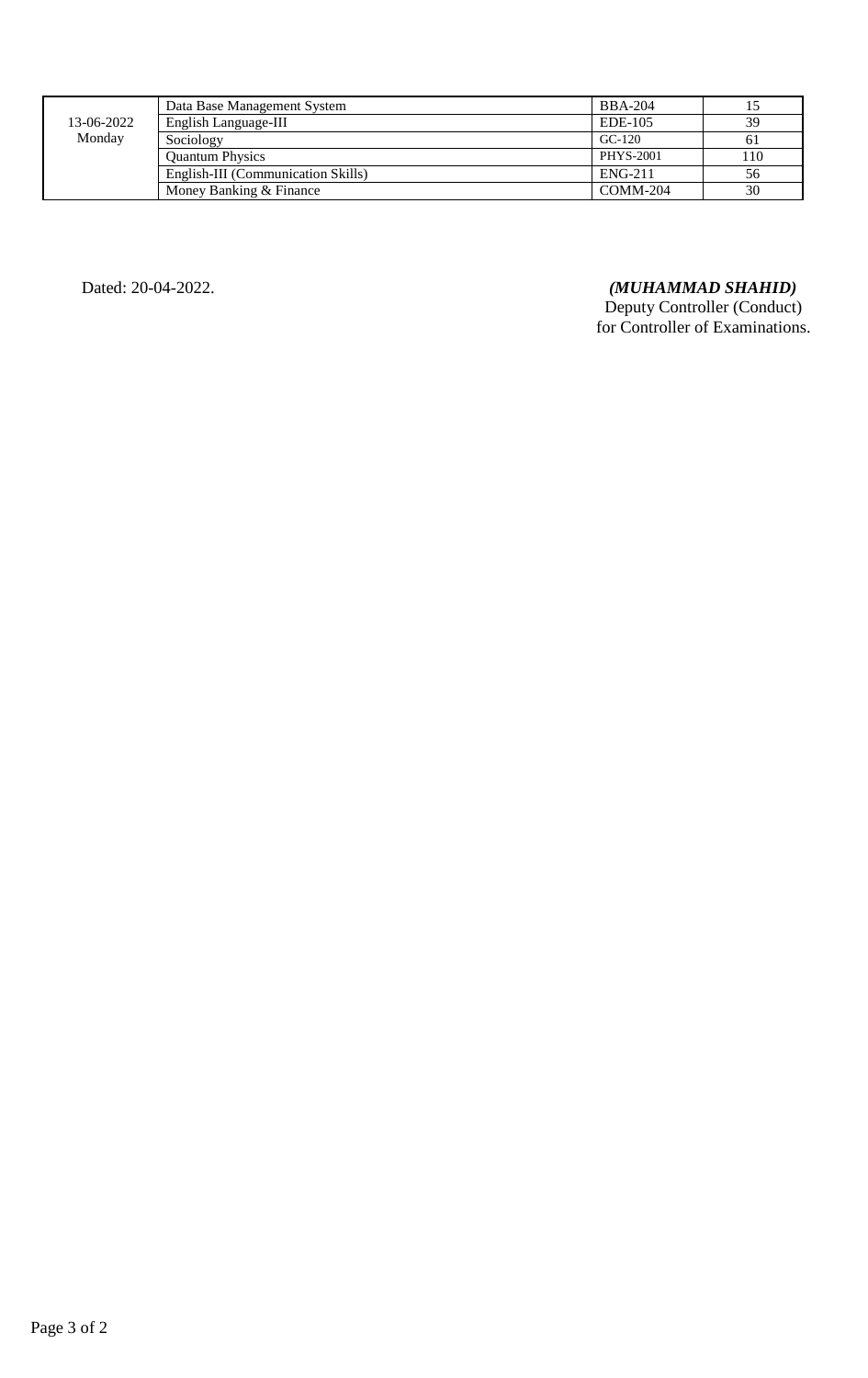| | | | |
|---|---|---|---|
| 13-06-2022 Monday | Data Base Management System | BBA-204 | 15 |
| | English Language-III | EDE-105 | 39 |
| | Sociology | GC-120 | 61 |
| | Quantum Physics | PHYS-2001 | 110 |
| | English-III (Communication Skills) | ENG-211 | 56 |
| | Money Banking & Finance | COMM-204 | 30 |

Dated: 20-04-2022.

***(MUHAMMAD SHAHID)***
Deputy Controller (Conduct)
for Controller of Examinations.